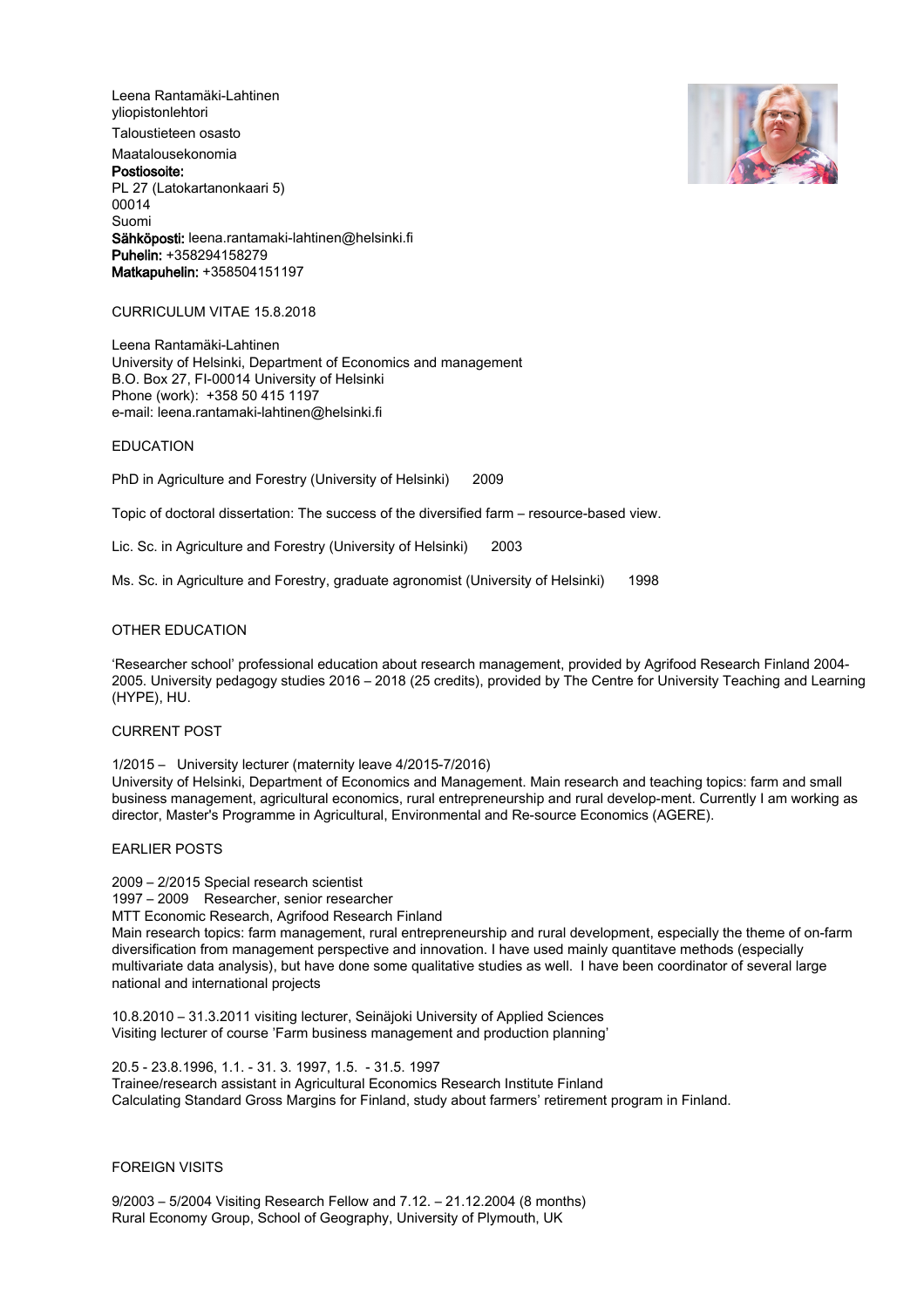Leena Rantamäki-Lahtinen
yliopistonlehtori
Taloustieteen osasto
Maatalousekonomia
**Postiosoite:**
PL 27 (Latokartanonkaari 5)
00014
Suomi
**Sähköposti:** leena.rantamaki-lahtinen@helsinki.fi
**Puhelin:** +358294158279
**Matkapuhelin:** +358504151197

CURRICULUM VITAE 15.8.2018

Leena Rantamäki-Lahtinen
University of Helsinki, Department of Economics and management
B.O. Box 27, FI-00014 University of Helsinki
Phone (work): +358 50 415 1197
e-mail: leena.rantamaki-lahtinen@helsinki.fi

## EDUCATION

PhD in Agriculture and Forestry (University of Helsinki) 2009

Topic of doctoral dissertation: The success of the diversified farm – resource-based view.

Lic. Sc. in Agriculture and Forestry (University of Helsinki) 2003

Ms. Sc. in Agriculture and Forestry, graduate agronomist (University of Helsinki) 1998

## OTHER EDUCATION

'Researcher school' professional education about research management, provided by Agrifood Research Finland 2004-2005. University pedagogy studies 2016 – 2018 (25 credits), provided by The Centre for University Teaching and Learning (HYPE), HU.

## CURRENT POST

1/2015 – University lecturer (maternity leave 4/2015-7/2016)
University of Helsinki, Department of Economics and Management. Main research and teaching topics: farm and small business management, agricultural economics, rural entrepreneurship and rural develop-ment. Currently I am working as director, Master's Programme in Agricultural, Environmental and Re-source Economics (AGERE).

## EARLIER POSTS

2009 – 2/2015 Special research scientist
1997 – 2009 Researcher, senior researcher
MTT Economic Research, Agrifood Research Finland
Main research topics: farm management, rural entrepreneurship and rural development, especially the theme of on-farm diversification from management perspective and innovation. I have used mainly quantitave methods (especially multivariate data analysis), but have done some qualitative studies as well. I have been coordinator of several large national and international projects

10.8.2010 – 31.3.2011 visiting lecturer, Seinäjoki University of Applied Sciences
Visiting lecturer of course 'Farm business management and production planning'

20.5 - 23.8.1996, 1.1. - 31. 3. 1997, 1.5. - 31.5. 1997
Trainee/research assistant in Agricultural Economics Research Institute Finland
Calculating Standard Gross Margins for Finland, study about farmers' retirement program in Finland.

## FOREIGN VISITS

9/2003 – 5/2004 Visiting Research Fellow and 7.12. – 21.12.2004 (8 months)
Rural Economy Group, School of Geography, University of Plymouth, UK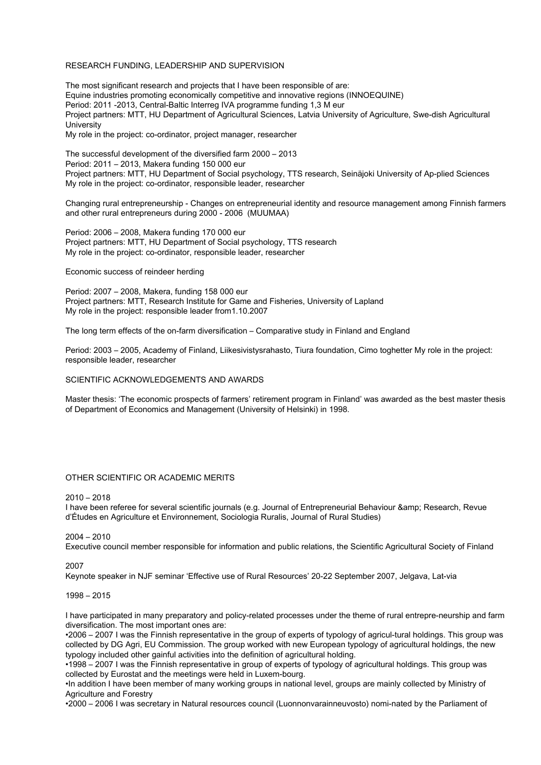## RESEARCH FUNDING, LEADERSHIP AND SUPERVISION

The most significant research and projects that I have been responsible of are:
Equine industries promoting economically competitive and innovative regions (INNOEQUINE)
Period: 2011 -2013, Central-Baltic Interreg IVA programme funding 1,3 M eur
Project partners: MTT, HU Department of Agricultural Sciences, Latvia University of Agriculture, Swe-dish Agricultural University
My role in the project: co-ordinator, project manager, researcher

The successful development of the diversified farm 2000 – 2013
Period: 2011 – 2013, Makera funding 150 000 eur
Project partners: MTT, HU Department of Social psychology, TTS research, Seinäjoki University of Ap-plied Sciences
My role in the project: co-ordinator, responsible leader, researcher

Changing rural entrepreneurship - Changes on entrepreneurial identity and resource management among Finnish farmers and other rural entrepreneurs during 2000 - 2006 (MUUMAA)

Period: 2006 – 2008, Makera funding 170 000 eur
Project partners: MTT, HU Department of Social psychology, TTS research
My role in the project: co-ordinator, responsible leader, researcher

Economic success of reindeer herding

Period: 2007 – 2008, Makera, funding 158 000 eur
Project partners: MTT, Research Institute for Game and Fisheries, University of Lapland
My role in the project: responsible leader from1.10.2007

The long term effects of the on-farm diversification – Comparative study in Finland and England

Period: 2003 – 2005, Academy of Finland, Liikesivistysrahasto, Tiura foundation, Cimo toghetter My role in the project: responsible leader, researcher

## SCIENTIFIC ACKNOWLEDGEMENTS AND AWARDS

Master thesis: 'The economic prospects of farmers' retirement program in Finland' was awarded as the best master thesis of Department of Economics and Management (University of Helsinki) in 1998.

## OTHER SCIENTIFIC OR ACADEMIC MERITS

2010 – 2018
I have been referee for several scientific journals (e.g. Journal of Entrepreneurial Behaviour &amp; Research, Revue d'Études en Agriculture et Environnement, Sociologia Ruralis, Journal of Rural Studies)

2004 – 2010
Executive council member responsible for information and public relations, the Scientific Agricultural Society of Finland

2007
Keynote speaker in NJF seminar 'Effective use of Rural Resources' 20-22 September 2007, Jelgava, Lat-via

1998 – 2015

I have participated in many preparatory and policy-related processes under the theme of rural entrepre-neurship and farm diversification. The most important ones are:

- 2006 – 2007 I was the Finnish representative in the group of experts of typology of agricul-tural holdings. This group was collected by DG Agri, EU Commission. The group worked with new European typology of agricultural holdings, the new typology included other gainful activities into the definition of agricultural holding.
- 1998 – 2007 I was the Finnish representative in group of experts of typology of agricultural holdings. This group was collected by Eurostat and the meetings were held in Luxem-bourg.
- In addition I have been member of many working groups in national level, groups are mainly collected by Ministry of Agriculture and Forestry
- 2000 – 2006 I was secretary in Natural resources council (Luonnonvarainneuvosto) nomi-nated by the Parliament of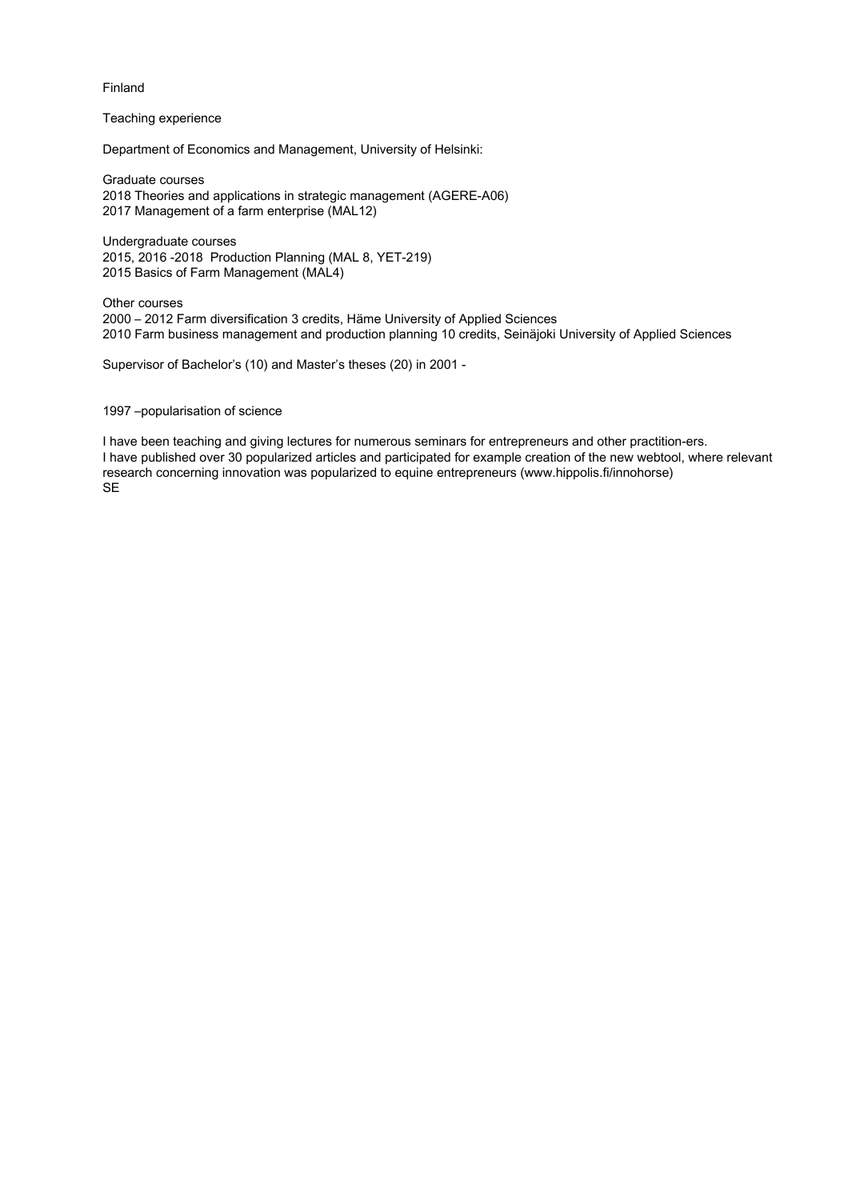Finland

## Teaching experience

Department of Economics and Management, University of Helsinki:

Graduate courses
2018 Theories and applications in strategic management (AGERE-A06)
2017 Management of a farm enterprise (MAL12)

Undergraduate courses
2015, 2016 -2018 Production Planning (MAL 8, YET-219)
2015 Basics of Farm Management (MAL4)

Other courses
2000 – 2012 Farm diversification 3 credits, Häme University of Applied Sciences
2010 Farm business management and production planning 10 credits, Seinäjoki University of Applied Sciences

Supervisor of Bachelor's (10) and Master's theses (20) in 2001 -

1997 –popularisation of science

I have been teaching and giving lectures for numerous seminars for entrepreneurs and other practition-ers.
I have published over 30 popularized articles and participated for example creation of the new webtool, where relevant research concerning innovation was popularized to equine entrepreneurs (www.hippolis.fi/innohorse)
SE